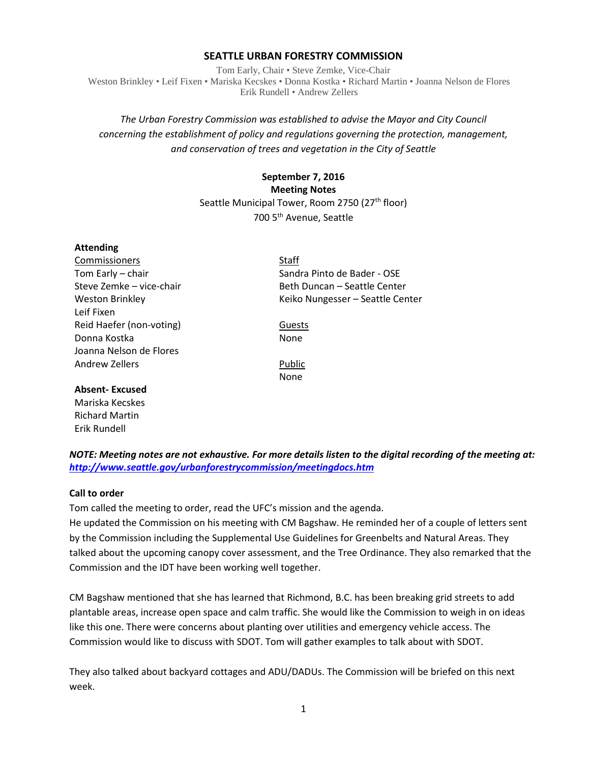# SEATTLE URBAN FORESTRY COMMISSION

Tom Early, Chair • Steve Zemke, Vice-Chair
Weston Brinkley • Leif Fixen • Mariska Kecskes • Donna Kostka • Richard Martin • Joanna Nelson de Flores
Erik Rundell • Andrew Zellers

*The Urban Forestry Commission was established to advise the Mayor and City Council concerning the establishment of policy and regulations governing the protection, management, and conservation of trees and vegetation in the City of Seattle*

**September 7, 2016**
**Meeting Notes**
Seattle Municipal Tower, Room 2750 (27th floor)
700 5th Avenue, Seattle

**Attending**

Commissioners
Tom Early – chair
Steve Zemke – vice-chair
Weston Brinkley
Leif Fixen
Reid Haefer (non-voting)
Donna Kostka
Joanna Nelson de Flores
Andrew Zellers

Staff
Sandra Pinto de Bader - OSE
Beth Duncan – Seattle Center
Keiko Nungesser – Seattle Center

Guests
None

Public
None

**Absent- Excused**
Mariska Kecskes
Richard Martin
Erik Rundell

***NOTE: Meeting notes are not exhaustive. For more details listen to the digital recording of the meeting at: http://www.seattle.gov/urbanforestrycommission/meetingdocs.htm***

**Call to order**

Tom called the meeting to order, read the UFC's mission and the agenda.
He updated the Commission on his meeting with CM Bagshaw. He reminded her of a couple of letters sent by the Commission including the Supplemental Use Guidelines for Greenbelts and Natural Areas. They talked about the upcoming canopy cover assessment, and the Tree Ordinance. They also remarked that the Commission and the IDT have been working well together.

CM Bagshaw mentioned that she has learned that Richmond, B.C. has been breaking grid streets to add plantable areas, increase open space and calm traffic. She would like the Commission to weigh in on ideas like this one. There were concerns about planting over utilities and emergency vehicle access. The Commission would like to discuss with SDOT. Tom will gather examples to talk about with SDOT.

They also talked about backyard cottages and ADU/DADUs. The Commission will be briefed on this next week.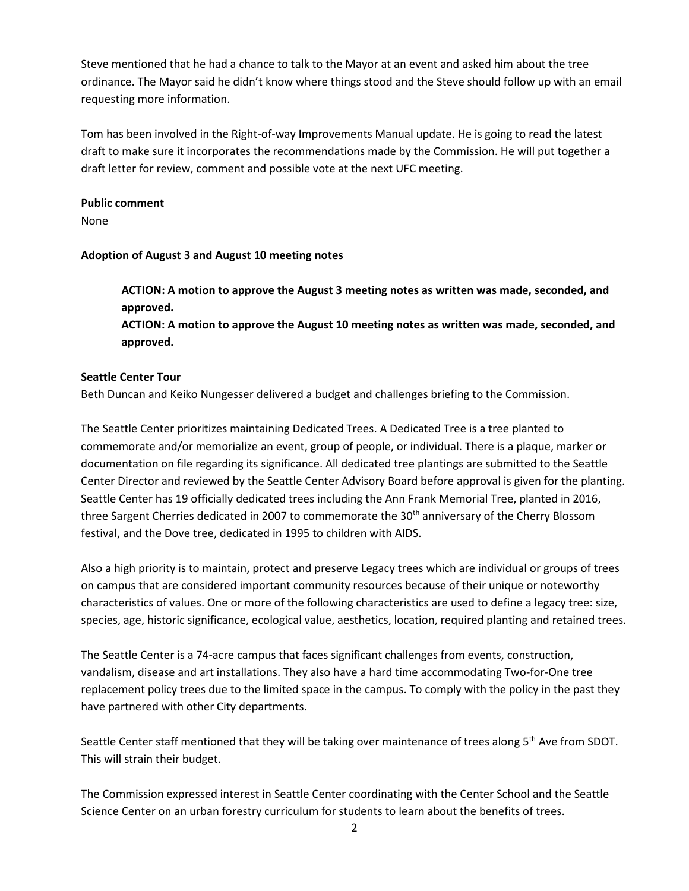Steve mentioned that he had a chance to talk to the Mayor at an event and asked him about the tree ordinance. The Mayor said he didn't know where things stood and the Steve should follow up with an email requesting more information.

Tom has been involved in the Right-of-way Improvements Manual update. He is going to read the latest draft to make sure it incorporates the recommendations made by the Commission. He will put together a draft letter for review, comment and possible vote at the next UFC meeting.

**Public comment**

None

**Adoption of August 3 and August 10 meeting notes**

> **ACTION: A motion to approve the August 3 meeting notes as written was made, seconded, and approved.**
>
> **ACTION: A motion to approve the August 10 meeting notes as written was made, seconded, and approved.**

**Seattle Center Tour**

Beth Duncan and Keiko Nungesser delivered a budget and challenges briefing to the Commission.

The Seattle Center prioritizes maintaining Dedicated Trees. A Dedicated Tree is a tree planted to commemorate and/or memorialize an event, group of people, or individual. There is a plaque, marker or documentation on file regarding its significance. All dedicated tree plantings are submitted to the Seattle Center Director and reviewed by the Seattle Center Advisory Board before approval is given for the planting. Seattle Center has 19 officially dedicated trees including the Ann Frank Memorial Tree, planted in 2016, three Sargent Cherries dedicated in 2007 to commemorate the 30th anniversary of the Cherry Blossom festival, and the Dove tree, dedicated in 1995 to children with AIDS.

Also a high priority is to maintain, protect and preserve Legacy trees which are individual or groups of trees on campus that are considered important community resources because of their unique or noteworthy characteristics of values. One or more of the following characteristics are used to define a legacy tree: size, species, age, historic significance, ecological value, aesthetics, location, required planting and retained trees.

The Seattle Center is a 74-acre campus that faces significant challenges from events, construction, vandalism, disease and art installations. They also have a hard time accommodating Two-for-One tree replacement policy trees due to the limited space in the campus. To comply with the policy in the past they have partnered with other City departments.

Seattle Center staff mentioned that they will be taking over maintenance of trees along 5th Ave from SDOT. This will strain their budget.

The Commission expressed interest in Seattle Center coordinating with the Center School and the Seattle Science Center on an urban forestry curriculum for students to learn about the benefits of trees.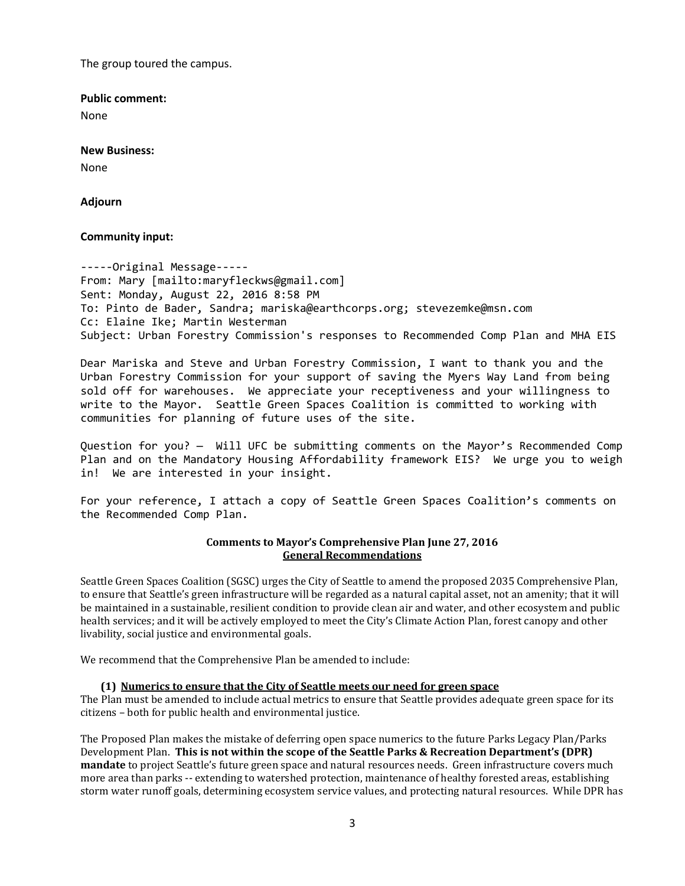The group toured the campus.

**Public comment:**

None

**New Business:**

None

**Adjourn**

**Community input:**

```
-----Original Message-----
From: Mary [mailto:maryfleckws@gmail.com]
Sent: Monday, August 22, 2016 8:58 PM
To: Pinto de Bader, Sandra; mariska@earthcorps.org; stevezemke@msn.com
Cc: Elaine Ike; Martin Westerman
Subject: Urban Forestry Commission's responses to Recommended Comp Plan and MHA EIS

Dear Mariska and Steve and Urban Forestry Commission, I want to thank you and the
Urban Forestry Commission for your support of saving the Myers Way Land from being
sold off for warehouses.  We appreciate your receptiveness and your willingness to
write to the Mayor.  Seattle Green Spaces Coalition is committed to working with
communities for planning of future uses of the site.

Question for you? – Will UFC be submitting comments on the Mayor's Recommended Comp
Plan and on the Mandatory Housing Affordability framework EIS?  We urge you to weigh
in!  We are interested in your insight.

For your reference, I attach a copy of Seattle Green Spaces Coalition's comments on
the Recommended Comp Plan.
```

**Comments to Mayor's Comprehensive Plan June 27, 2016**
**General Recommendations**

Seattle Green Spaces Coalition (SGSC) urges the City of Seattle to amend the proposed 2035 Comprehensive Plan, to ensure that Seattle's green infrastructure will be regarded as a natural capital asset, not an amenity; that it will be maintained in a sustainable, resilient condition to provide clean air and water, and other ecosystem and public health services; and it will be actively employed to meet the City's Climate Action Plan, forest canopy and other livability, social justice and environmental goals.

We recommend that the Comprehensive Plan be amended to include:

**(1) Numerics to ensure that the City of Seattle meets our need for green space**

The Plan must be amended to include actual metrics to ensure that Seattle provides adequate green space for its citizens – both for public health and environmental justice.

The Proposed Plan makes the mistake of deferring open space numerics to the future Parks Legacy Plan/Parks Development Plan. **This is not within the scope of the Seattle Parks & Recreation Department's (DPR) mandate** to project Seattle's future green space and natural resources needs. Green infrastructure covers much more area than parks -- extending to watershed protection, maintenance of healthy forested areas, establishing storm water runoff goals, determining ecosystem service values, and protecting natural resources. While DPR has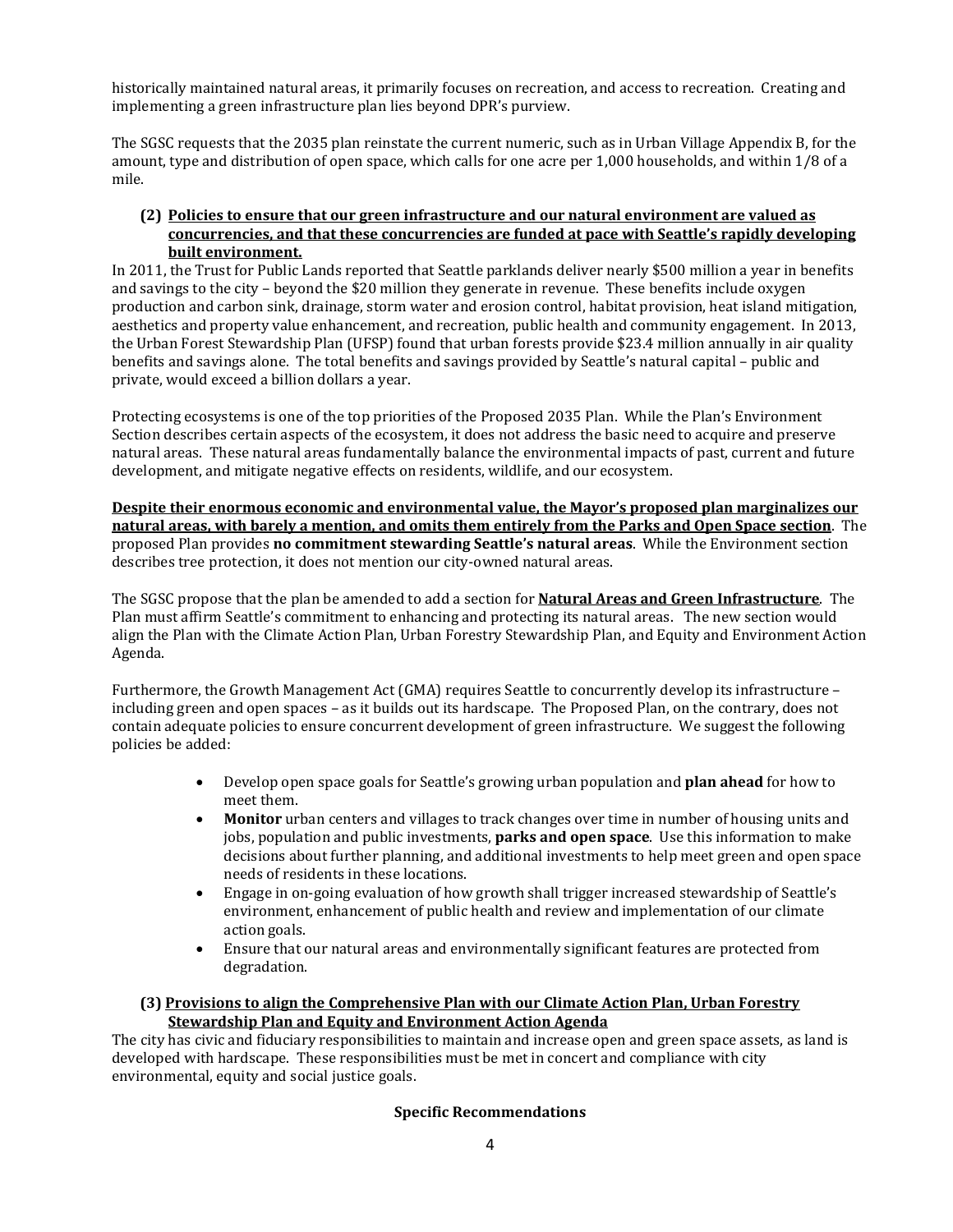historically maintained natural areas, it primarily focuses on recreation, and access to recreation. Creating and implementing a green infrastructure plan lies beyond DPR's purview.

The SGSC requests that the 2035 plan reinstate the current numeric, such as in Urban Village Appendix B, for the amount, type and distribution of open space, which calls for one acre per 1,000 households, and within 1/8 of a mile.

### (2) Policies to ensure that our green infrastructure and our natural environment are valued as concurrencies, and that these concurrencies are funded at pace with Seattle's rapidly developing built environment.

In 2011, the Trust for Public Lands reported that Seattle parklands deliver nearly $500 million a year in benefits and savings to the city – beyond the $20 million they generate in revenue. These benefits include oxygen production and carbon sink, drainage, storm water and erosion control, habitat provision, heat island mitigation, aesthetics and property value enhancement, and recreation, public health and community engagement. In 2013, the Urban Forest Stewardship Plan (UFSP) found that urban forests provide $23.4 million annually in air quality benefits and savings alone. The total benefits and savings provided by Seattle's natural capital – public and private, would exceed a billion dollars a year.

Protecting ecosystems is one of the top priorities of the Proposed 2035 Plan. While the Plan's Environment Section describes certain aspects of the ecosystem, it does not address the basic need to acquire and preserve natural areas. These natural areas fundamentally balance the environmental impacts of past, current and future development, and mitigate negative effects on residents, wildlife, and our ecosystem.

**Despite their enormous economic and environmental value, the Mayor's proposed plan marginalizes our natural areas, with barely a mention, and omits them entirely from the Parks and Open Space section**. The proposed Plan provides **no commitment stewarding Seattle's natural areas**. While the Environment section describes tree protection, it does not mention our city-owned natural areas.

The SGSC propose that the plan be amended to add a section for **Natural Areas and Green Infrastructure**. The Plan must affirm Seattle's commitment to enhancing and protecting its natural areas. The new section would align the Plan with the Climate Action Plan, Urban Forestry Stewardship Plan, and Equity and Environment Action Agenda.

Furthermore, the Growth Management Act (GMA) requires Seattle to concurrently develop its infrastructure – including green and open spaces – as it builds out its hardscape. The Proposed Plan, on the contrary, does not contain adequate policies to ensure concurrent development of green infrastructure. We suggest the following policies be added:

- Develop open space goals for Seattle's growing urban population and **plan ahead** for how to meet them.
- **Monitor** urban centers and villages to track changes over time in number of housing units and jobs, population and public investments, **parks and open space**. Use this information to make decisions about further planning, and additional investments to help meet green and open space needs of residents in these locations.
- Engage in on-going evaluation of how growth shall trigger increased stewardship of Seattle's environment, enhancement of public health and review and implementation of our climate action goals.
- Ensure that our natural areas and environmentally significant features are protected from degradation.

### (3) Provisions to align the Comprehensive Plan with our Climate Action Plan, Urban Forestry Stewardship Plan and Equity and Environment Action Agenda

The city has civic and fiduciary responsibilities to maintain and increase open and green space assets, as land is developed with hardscape. These responsibilities must be met in concert and compliance with city environmental, equity and social justice goals.

**Specific Recommendations**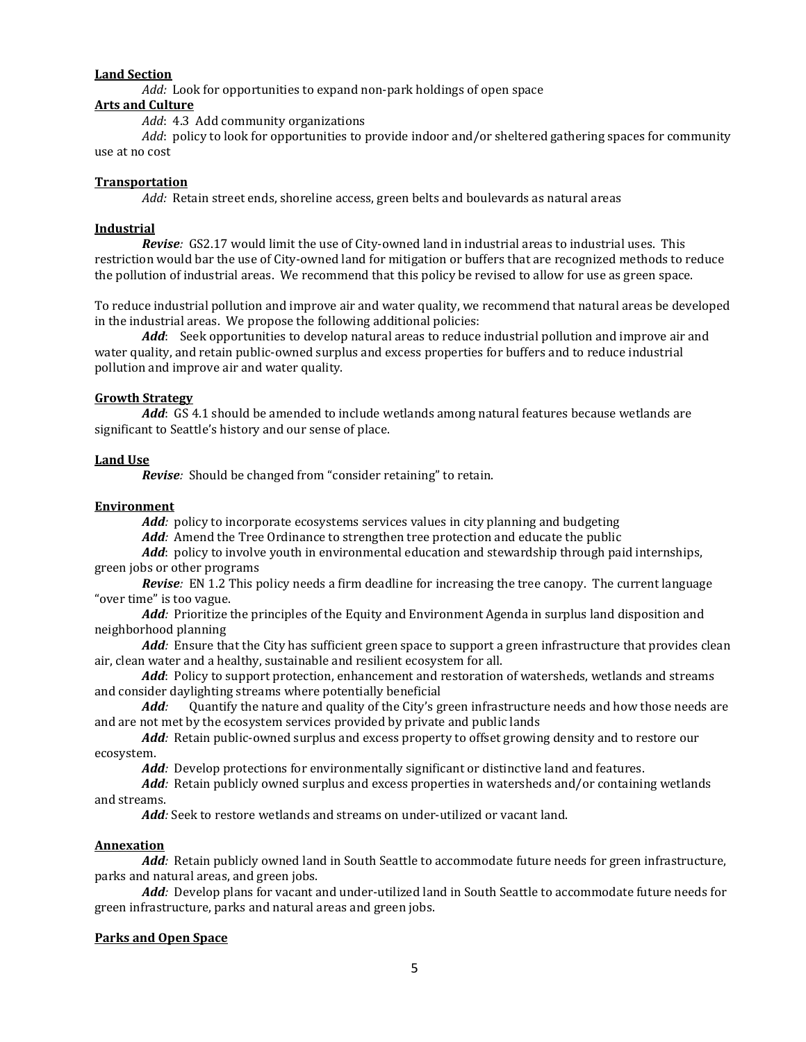**Land Section**

*Add:* Look for opportunities to expand non-park holdings of open space

**Arts and Culture**

*Add*: 4.3 Add community organizations

*Add*: policy to look for opportunities to provide indoor and/or sheltered gathering spaces for community use at no cost

**Transportation**

*Add:* Retain street ends, shoreline access, green belts and boulevards as natural areas

**Industrial**

***Revise:*** GS2.17 would limit the use of City-owned land in industrial areas to industrial uses. This restriction would bar the use of City-owned land for mitigation or buffers that are recognized methods to reduce the pollution of industrial areas. We recommend that this policy be revised to allow for use as green space.

To reduce industrial pollution and improve air and water quality, we recommend that natural areas be developed in the industrial areas. We propose the following additional policies:

***Add***: Seek opportunities to develop natural areas to reduce industrial pollution and improve air and water quality, and retain public-owned surplus and excess properties for buffers and to reduce industrial pollution and improve air and water quality.

**Growth Strategy**

***Add***: GS 4.1 should be amended to include wetlands among natural features because wetlands are significant to Seattle's history and our sense of place.

**Land Use**

***Revise:*** Should be changed from "consider retaining" to retain.

**Environment**

***Add:*** policy to incorporate ecosystems services values in city planning and budgeting

***Add:*** Amend the Tree Ordinance to strengthen tree protection and educate the public

***Add***: policy to involve youth in environmental education and stewardship through paid internships, green jobs or other programs

***Revise:*** EN 1.2 This policy needs a firm deadline for increasing the tree canopy. The current language "over time" is too vague.

***Add:*** Prioritize the principles of the Equity and Environment Agenda in surplus land disposition and neighborhood planning

***Add:*** Ensure that the City has sufficient green space to support a green infrastructure that provides clean air, clean water and a healthy, sustainable and resilient ecosystem for all.

***Add***: Policy to support protection, enhancement and restoration of watersheds, wetlands and streams and consider daylighting streams where potentially beneficial

***Add:*** Quantify the nature and quality of the City's green infrastructure needs and how those needs are and are not met by the ecosystem services provided by private and public lands

***Add:*** Retain public-owned surplus and excess property to offset growing density and to restore our ecosystem.

***Add:*** Develop protections for environmentally significant or distinctive land and features.

***Add:*** Retain publicly owned surplus and excess properties in watersheds and/or containing wetlands and streams.

***Add:*** Seek to restore wetlands and streams on under-utilized or vacant land.

**Annexation**

***Add:*** Retain publicly owned land in South Seattle to accommodate future needs for green infrastructure, parks and natural areas, and green jobs.

***Add:*** Develop plans for vacant and under-utilized land in South Seattle to accommodate future needs for green infrastructure, parks and natural areas and green jobs.

**Parks and Open Space**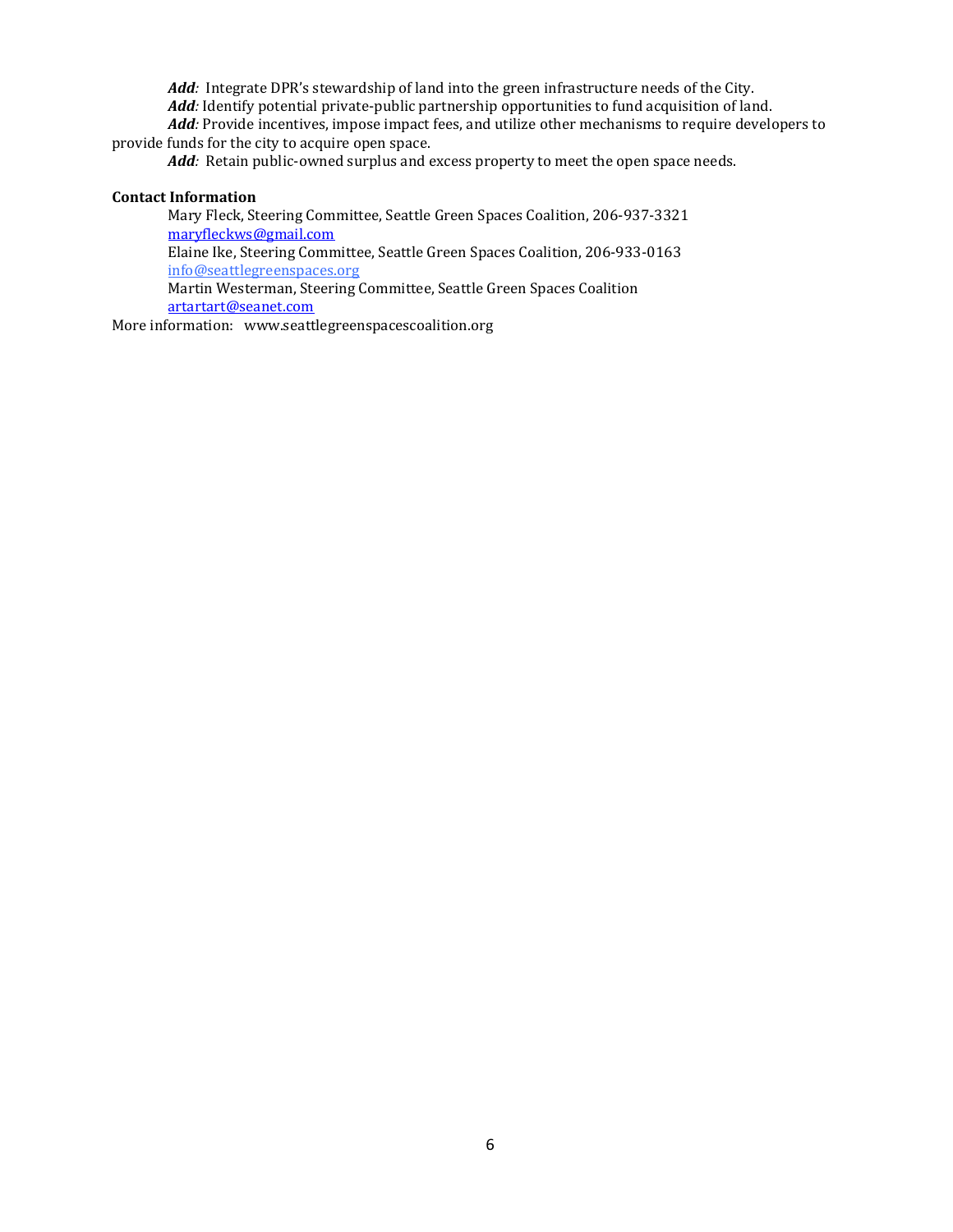***Add**:* Integrate DPR's stewardship of land into the green infrastructure needs of the City.

***Add**:* Identify potential private-public partnership opportunities to fund acquisition of land.

***Add**:* Provide incentives, impose impact fees, and utilize other mechanisms to require developers to provide funds for the city to acquire open space.

***Add**:* Retain public-owned surplus and excess property to meet the open space needs.

**Contact Information**

Mary Fleck, Steering Committee, Seattle Green Spaces Coalition, 206-937-3321
maryfleckws@gmail.com

Elaine Ike, Steering Committee, Seattle Green Spaces Coalition, 206-933-0163
info@seattlegreenspaces.org

Martin Westerman, Steering Committee, Seattle Green Spaces Coalition
artartart@seanet.com

More information: www.seattlegreenspacescoalition.org